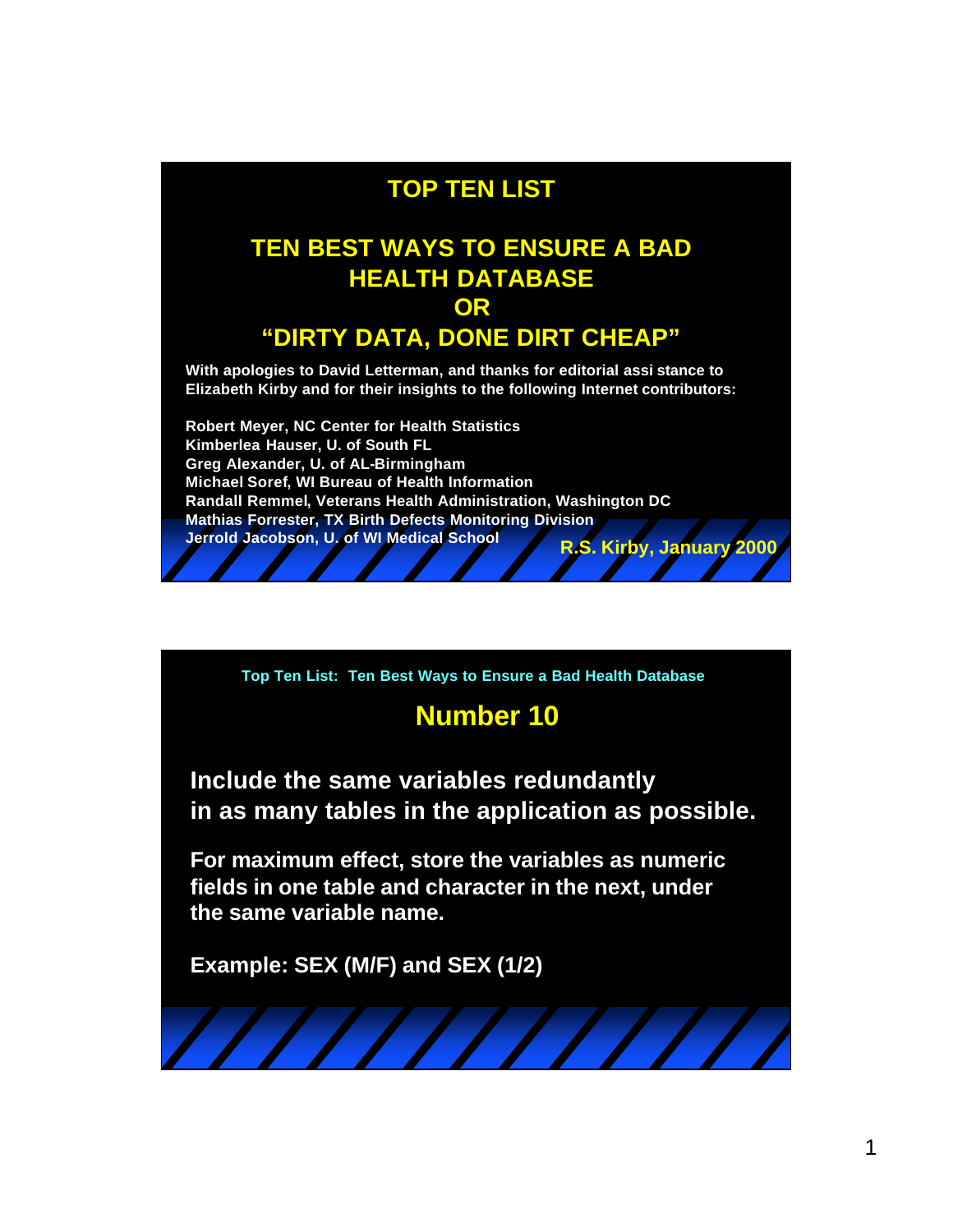# TOP TEN LIST

## TEN BEST WAYS TO ENSURE A BAD HEALTH DATABASE OR "DIRTY DATA, DONE DIRT CHEAP"

**With apologies to David Letterman, and thanks for editorial assi stance to Elizabeth Kirby and for their insights to the following Internet contributors:**

**Robert Meyer, NC Center for Health Statistics**
**Kimberlea Hauser, U. of South FL**
**Greg Alexander, U. of AL-Birmingham**
**Michael Soref, WI Bureau of Health Information**
**Randall Remmel, Veterans Health Administration, Washington DC**
**Mathias Forrester, TX Birth Defects Monitoring Division**
**Jerrold Jacobson, U. of WI Medical School**

**R.S. Kirby, January 2000**

---

**Top Ten List: Ten Best Ways to Ensure a Bad Health Database**

## Number 10

**Include the same variables redundantly in as many tables in the application as possible.**

**For maximum effect, store the variables as numeric fields in one table and character in the next, under the same variable name.**

**Example: SEX (M/F) and SEX (1/2)**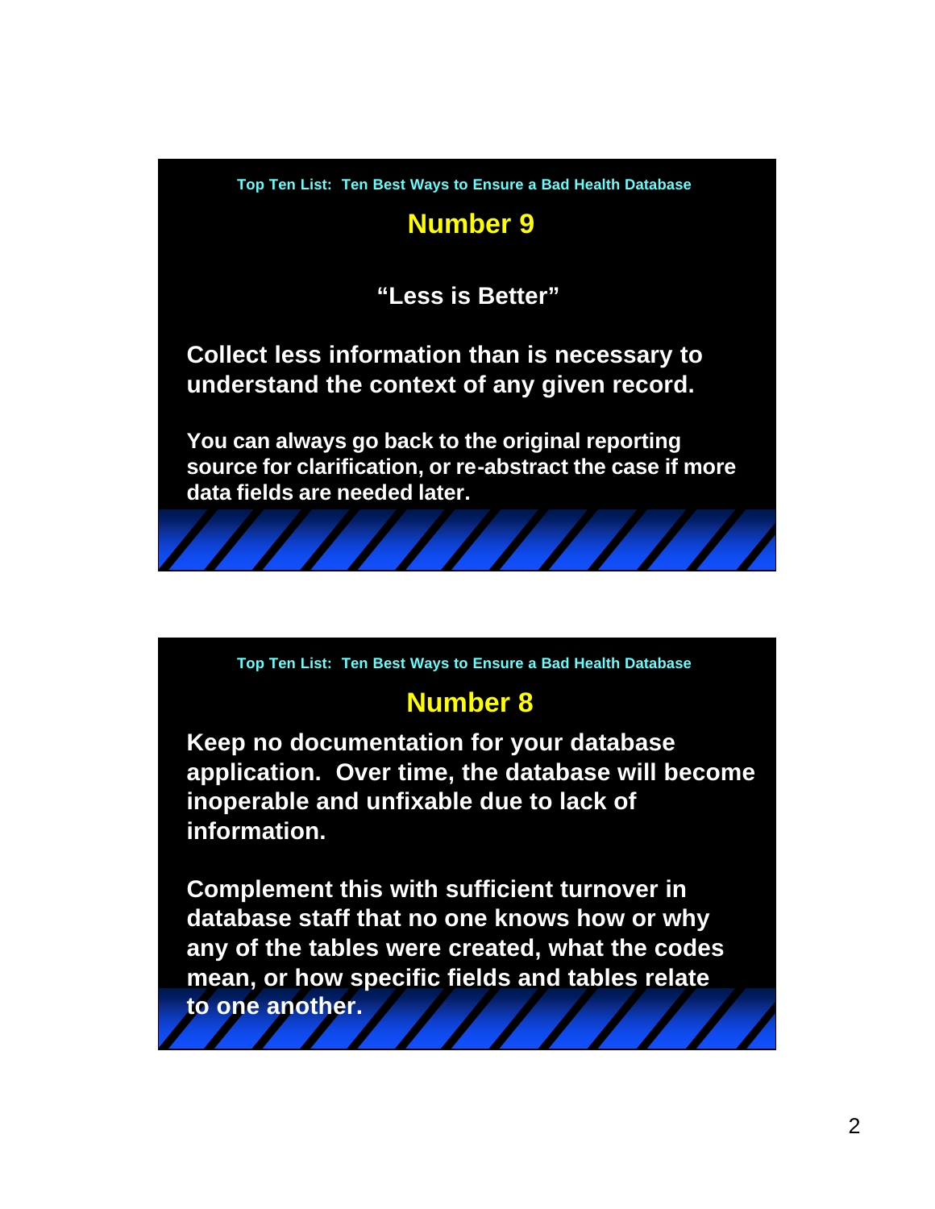Top Ten List: Ten Best Ways to Ensure a Bad Health Database

## Number 9

**"Less is Better"**

**Collect less information than is necessary to understand the context of any given record.**

**You can always go back to the original reporting source for clarification, or re-abstract the case if more data fields are needed later.**

Top Ten List: Ten Best Ways to Ensure a Bad Health Database

## Number 8

**Keep no documentation for your database application. Over time, the database will become inoperable and unfixable due to lack of information.**

**Complement this with sufficient turnover in database staff that no one knows how or why any of the tables were created, what the codes mean, or how specific fields and tables relate to one another.**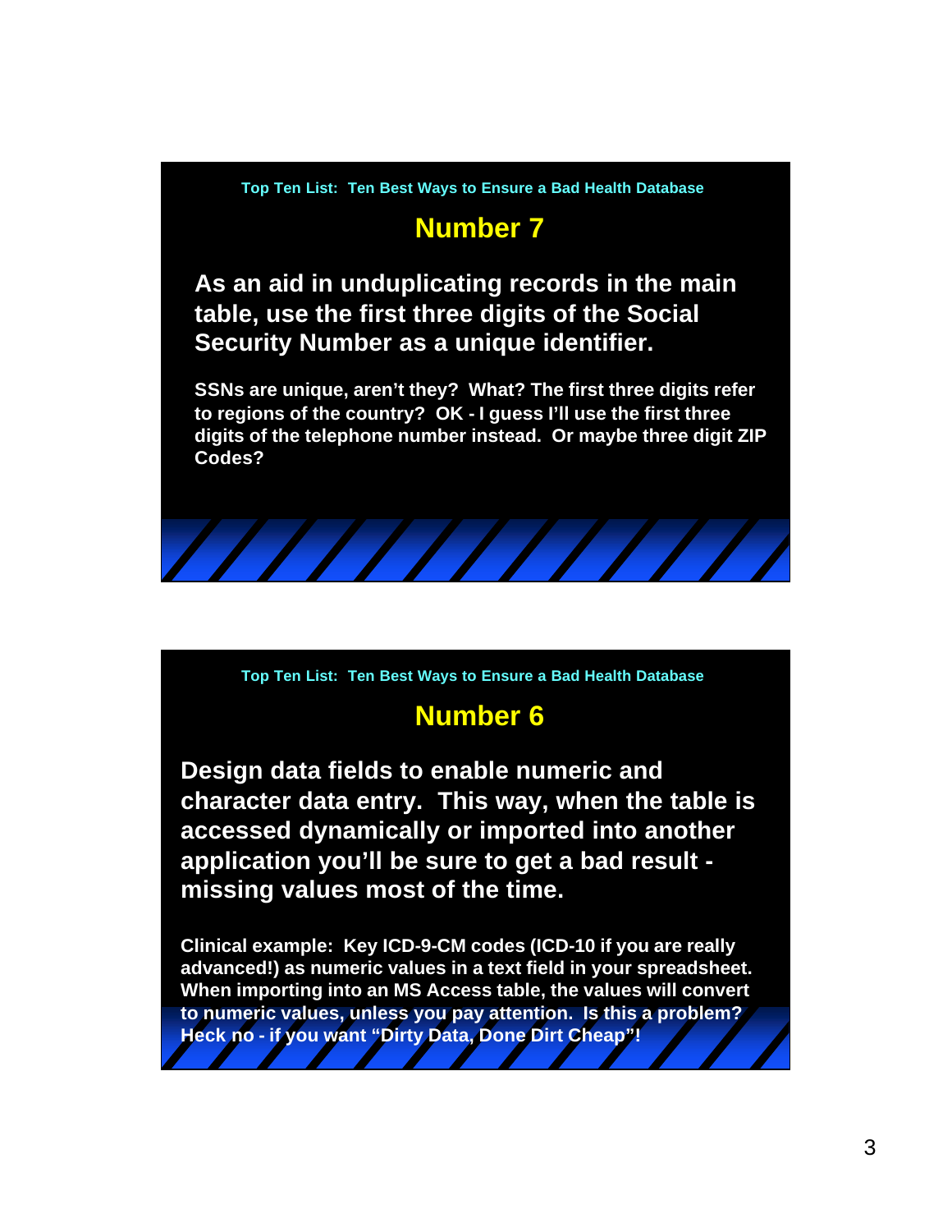Top Ten List: Ten Best Ways to Ensure a Bad Health Database

## Number 7

**As an aid in unduplicating records in the main table, use the first three digits of the Social Security Number as a unique identifier.**

**SSNs are unique, aren't they? What? The first three digits refer to regions of the country? OK - I guess I'll use the first three digits of the telephone number instead. Or maybe three digit ZIP Codes?**

Top Ten List: Ten Best Ways to Ensure a Bad Health Database

## Number 6

**Design data fields to enable numeric and character data entry. This way, when the table is accessed dynamically or imported into another application you'll be sure to get a bad result - missing values most of the time.**

**Clinical example: Key ICD-9-CM codes (ICD-10 if you are really advanced!) as numeric values in a text field in your spreadsheet. When importing into an MS Access table, the values will convert to numeric values, unless you pay attention. Is this a problem? Heck no - if you want "Dirty Data, Done Dirt Cheap"!**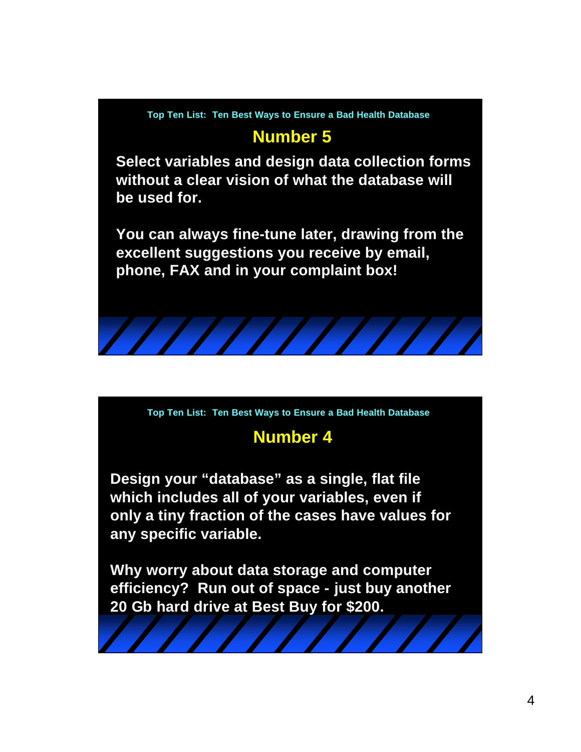Top Ten List: Ten Best Ways to Ensure a Bad Health Database

## Number 5

**Select variables and design data collection forms without a clear vision of what the database will be used for.**

**You can always fine-tune later, drawing from the excellent suggestions you receive by email, phone, FAX and in your complaint box!**

Top Ten List: Ten Best Ways to Ensure a Bad Health Database

## Number 4

**Design your “database” as a single, flat file which includes all of your variables, even if only a tiny fraction of the cases have values for any specific variable.**

**Why worry about data storage and computer efficiency? Run out of space - just buy another 20 Gb hard drive at Best Buy for $200.**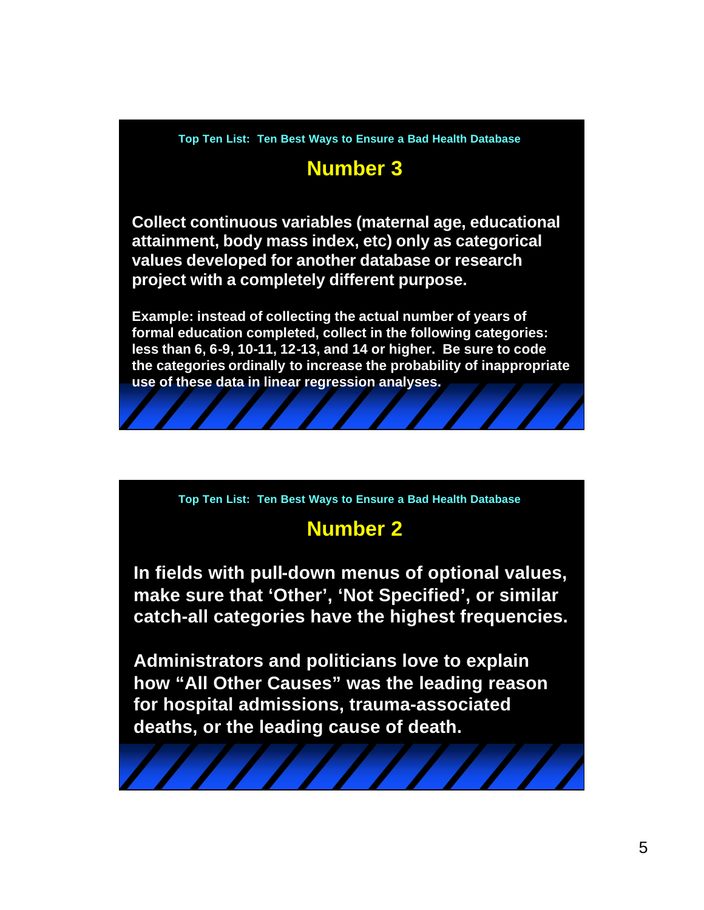Top Ten List: Ten Best Ways to Ensure a Bad Health Database

## Number 3

**Collect continuous variables (maternal age, educational attainment, body mass index, etc) only as categorical values developed for another database or research project with a completely different purpose.**

**Example: instead of collecting the actual number of years of formal education completed, collect in the following categories: less than 6, 6-9, 10-11, 12-13, and 14 or higher. Be sure to code the categories ordinally to increase the probability of inappropriate use of these data in linear regression analyses.**

Top Ten List: Ten Best Ways to Ensure a Bad Health Database

## Number 2

**In fields with pull-down menus of optional values, make sure that 'Other', 'Not Specified', or similar catch-all categories have the highest frequencies.**

**Administrators and politicians love to explain how "All Other Causes" was the leading reason for hospital admissions, trauma-associated deaths, or the leading cause of death.**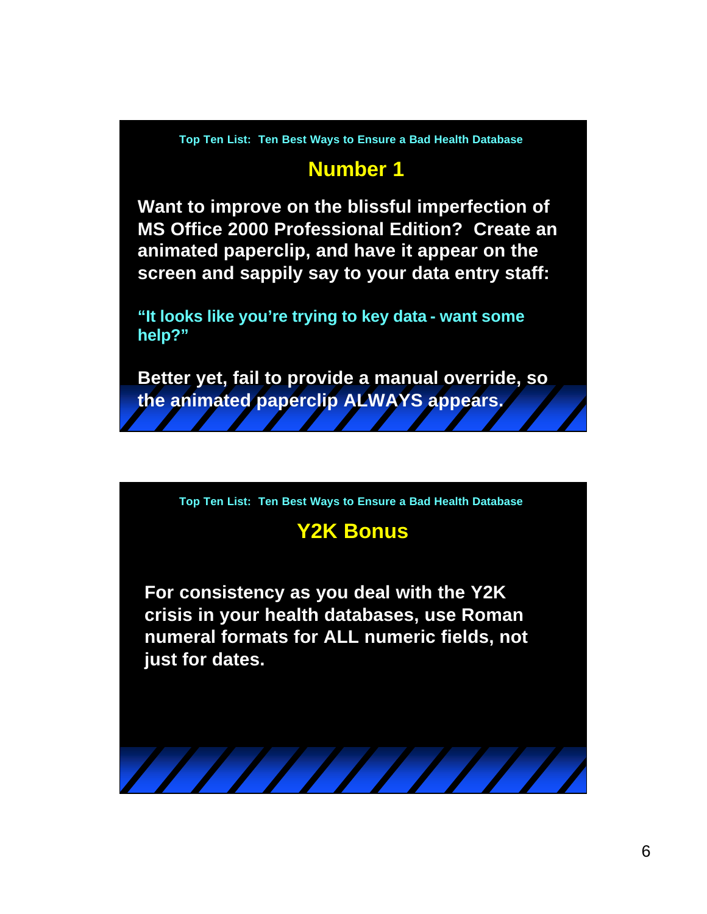Top Ten List: Ten Best Ways to Ensure a Bad Health Database

## Number 1

**Want to improve on the blissful imperfection of MS Office 2000 Professional Edition? Create an animated paperclip, and have it appear on the screen and sappily say to your data entry staff:**

**"It looks like you're trying to key data - want some help?"**

**Better yet, fail to provide a manual override, so the animated paperclip ALWAYS appears.**

Top Ten List: Ten Best Ways to Ensure a Bad Health Database

## Y2K Bonus

**For consistency as you deal with the Y2K crisis in your health databases, use Roman numeral formats for ALL numeric fields, not just for dates.**